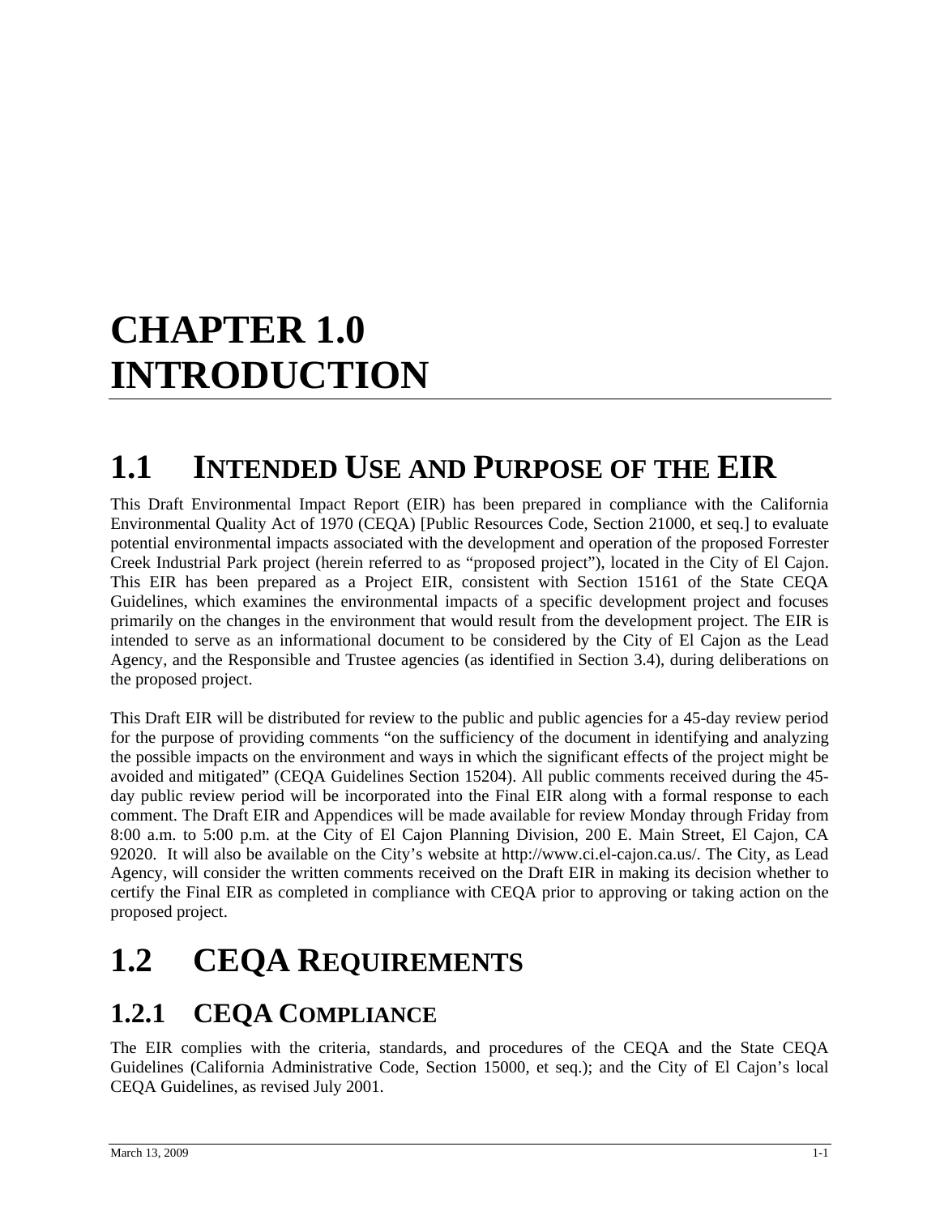# CHAPTER 1.0 INTRODUCTION

## 1.1 INTENDED USE AND PURPOSE OF THE EIR

This Draft Environmental Impact Report (EIR) has been prepared in compliance with the California Environmental Quality Act of 1970 (CEQA) [Public Resources Code, Section 21000, et seq.] to evaluate potential environmental impacts associated with the development and operation of the proposed Forrester Creek Industrial Park project (herein referred to as "proposed project"), located in the City of El Cajon. This EIR has been prepared as a Project EIR, consistent with Section 15161 of the State CEQA Guidelines, which examines the environmental impacts of a specific development project and focuses primarily on the changes in the environment that would result from the development project. The EIR is intended to serve as an informational document to be considered by the City of El Cajon as the Lead Agency, and the Responsible and Trustee agencies (as identified in Section 3.4), during deliberations on the proposed project.

This Draft EIR will be distributed for review to the public and public agencies for a 45-day review period for the purpose of providing comments "on the sufficiency of the document in identifying and analyzing the possible impacts on the environment and ways in which the significant effects of the project might be avoided and mitigated" (CEQA Guidelines Section 15204). All public comments received during the 45-day public review period will be incorporated into the Final EIR along with a formal response to each comment. The Draft EIR and Appendices will be made available for review Monday through Friday from 8:00 a.m. to 5:00 p.m. at the City of El Cajon Planning Division, 200 E. Main Street, El Cajon, CA 92020. It will also be available on the City's website at http://www.ci.el-cajon.ca.us/. The City, as Lead Agency, will consider the written comments received on the Draft EIR in making its decision whether to certify the Final EIR as completed in compliance with CEQA prior to approving or taking action on the proposed project.

## 1.2 CEQA REQUIREMENTS

### 1.2.1 CEQA COMPLIANCE

The EIR complies with the criteria, standards, and procedures of the CEQA and the State CEQA Guidelines (California Administrative Code, Section 15000, et seq.); and the City of El Cajon's local CEQA Guidelines, as revised July 2001.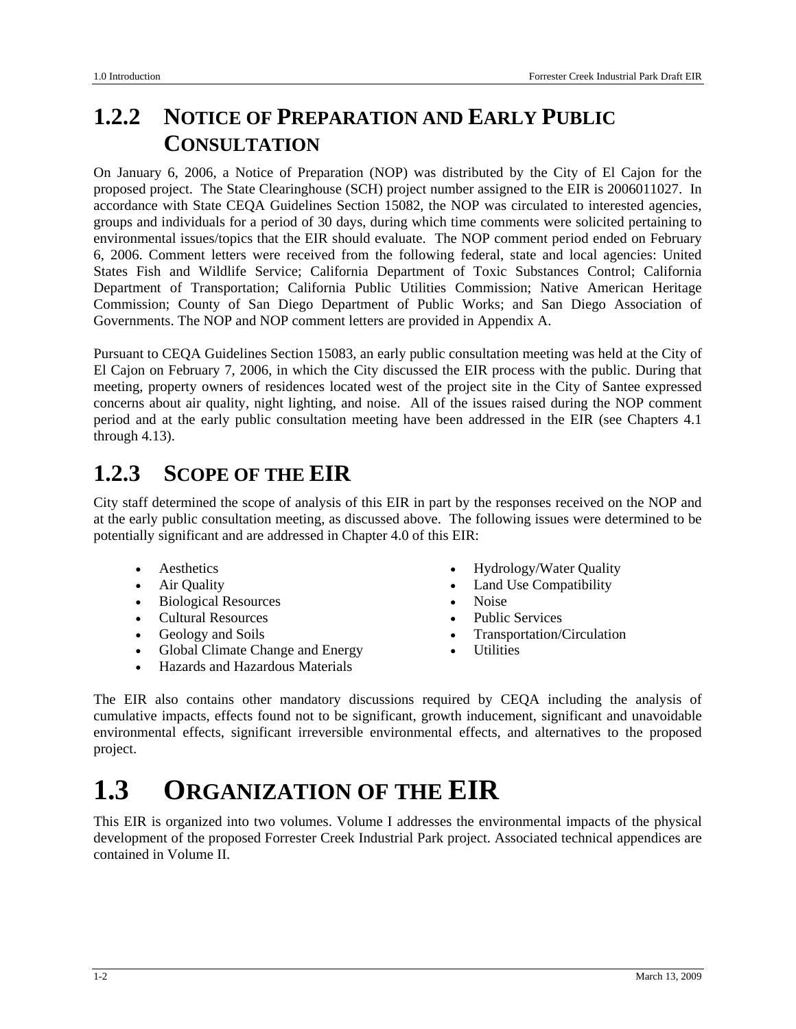### 1.2.2 NOTICE OF PREPARATION AND EARLY PUBLIC CONSULTATION

On January 6, 2006, a Notice of Preparation (NOP) was distributed by the City of El Cajon for the proposed project. The State Clearinghouse (SCH) project number assigned to the EIR is 2006011027. In accordance with State CEQA Guidelines Section 15082, the NOP was circulated to interested agencies, groups and individuals for a period of 30 days, during which time comments were solicited pertaining to environmental issues/topics that the EIR should evaluate. The NOP comment period ended on February 6, 2006. Comment letters were received from the following federal, state and local agencies: United States Fish and Wildlife Service; California Department of Toxic Substances Control; California Department of Transportation; California Public Utilities Commission; Native American Heritage Commission; County of San Diego Department of Public Works; and San Diego Association of Governments. The NOP and NOP comment letters are provided in Appendix A.

Pursuant to CEQA Guidelines Section 15083, an early public consultation meeting was held at the City of El Cajon on February 7, 2006, in which the City discussed the EIR process with the public. During that meeting, property owners of residences located west of the project site in the City of Santee expressed concerns about air quality, night lighting, and noise. All of the issues raised during the NOP comment period and at the early public consultation meeting have been addressed in the EIR (see Chapters 4.1 through 4.13).

### 1.2.3 SCOPE OF THE EIR

City staff determined the scope of analysis of this EIR in part by the responses received on the NOP and at the early public consultation meeting, as discussed above. The following issues were determined to be potentially significant and are addressed in Chapter 4.0 of this EIR:

- Aesthetics
- Air Quality
- Biological Resources
- Cultural Resources
- Geology and Soils
- Global Climate Change and Energy
- Hazards and Hazardous Materials
- Hydrology/Water Quality
- Land Use Compatibility
- Noise
- Public Services
- Transportation/Circulation
- Utilities

The EIR also contains other mandatory discussions required by CEQA including the analysis of cumulative impacts, effects found not to be significant, growth inducement, significant and unavoidable environmental effects, significant irreversible environmental effects, and alternatives to the proposed project.

## 1.3 ORGANIZATION OF THE EIR

This EIR is organized into two volumes. Volume I addresses the environmental impacts of the physical development of the proposed Forrester Creek Industrial Park project. Associated technical appendices are contained in Volume II.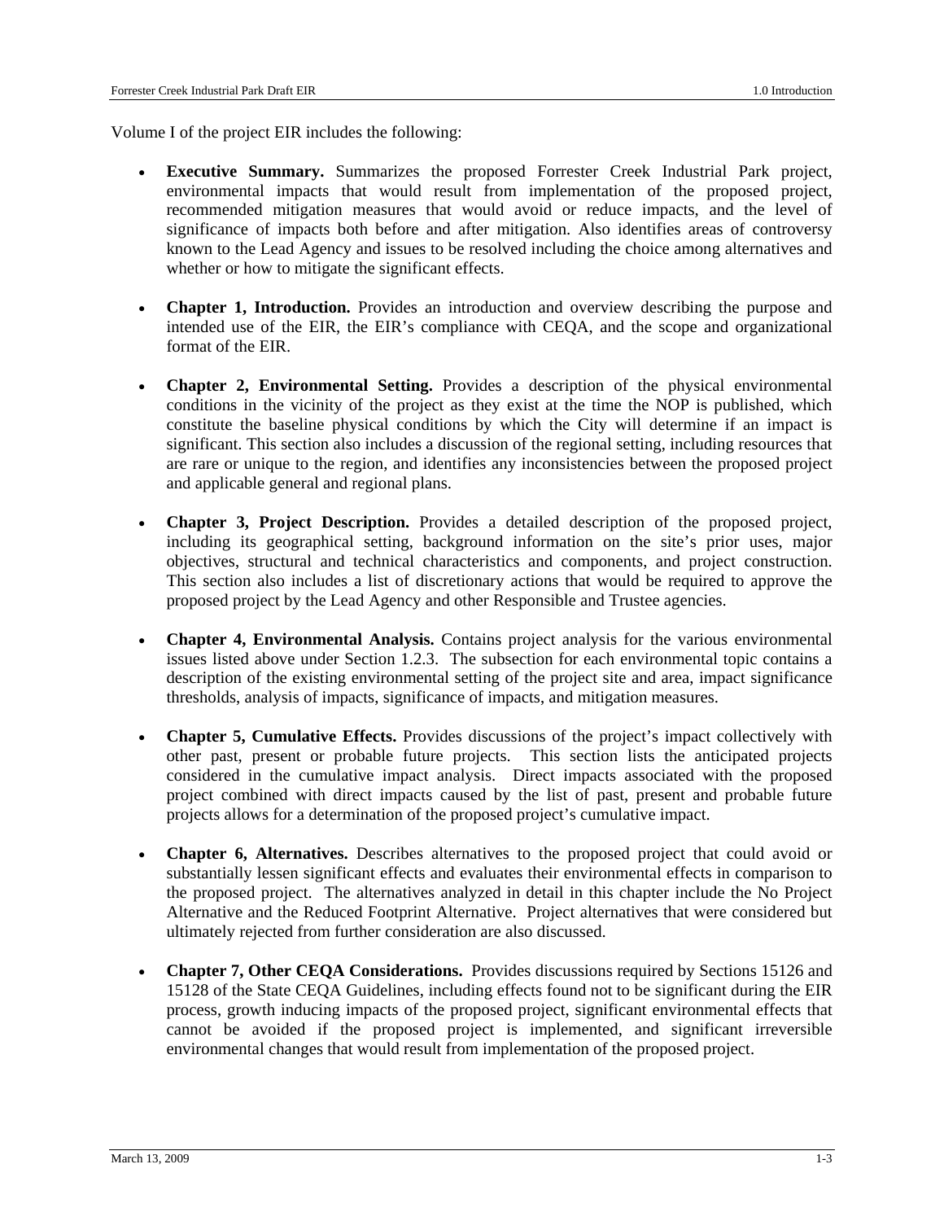Volume I of the project EIR includes the following:

- **Executive Summary.** Summarizes the proposed Forrester Creek Industrial Park project, environmental impacts that would result from implementation of the proposed project, recommended mitigation measures that would avoid or reduce impacts, and the level of significance of impacts both before and after mitigation. Also identifies areas of controversy known to the Lead Agency and issues to be resolved including the choice among alternatives and whether or how to mitigate the significant effects.

- **Chapter 1, Introduction.** Provides an introduction and overview describing the purpose and intended use of the EIR, the EIR's compliance with CEQA, and the scope and organizational format of the EIR.

- **Chapter 2, Environmental Setting.** Provides a description of the physical environmental conditions in the vicinity of the project as they exist at the time the NOP is published, which constitute the baseline physical conditions by which the City will determine if an impact is significant. This section also includes a discussion of the regional setting, including resources that are rare or unique to the region, and identifies any inconsistencies between the proposed project and applicable general and regional plans.

- **Chapter 3, Project Description.** Provides a detailed description of the proposed project, including its geographical setting, background information on the site's prior uses, major objectives, structural and technical characteristics and components, and project construction. This section also includes a list of discretionary actions that would be required to approve the proposed project by the Lead Agency and other Responsible and Trustee agencies.

- **Chapter 4, Environmental Analysis.** Contains project analysis for the various environmental issues listed above under Section 1.2.3. The subsection for each environmental topic contains a description of the existing environmental setting of the project site and area, impact significance thresholds, analysis of impacts, significance of impacts, and mitigation measures.

- **Chapter 5, Cumulative Effects.** Provides discussions of the project's impact collectively with other past, present or probable future projects. This section lists the anticipated projects considered in the cumulative impact analysis. Direct impacts associated with the proposed project combined with direct impacts caused by the list of past, present and probable future projects allows for a determination of the proposed project's cumulative impact.

- **Chapter 6, Alternatives.** Describes alternatives to the proposed project that could avoid or substantially lessen significant effects and evaluates their environmental effects in comparison to the proposed project. The alternatives analyzed in detail in this chapter include the No Project Alternative and the Reduced Footprint Alternative. Project alternatives that were considered but ultimately rejected from further consideration are also discussed.

- **Chapter 7, Other CEQA Considerations.** Provides discussions required by Sections 15126 and 15128 of the State CEQA Guidelines, including effects found not to be significant during the EIR process, growth inducing impacts of the proposed project, significant environmental effects that cannot be avoided if the proposed project is implemented, and significant irreversible environmental changes that would result from implementation of the proposed project.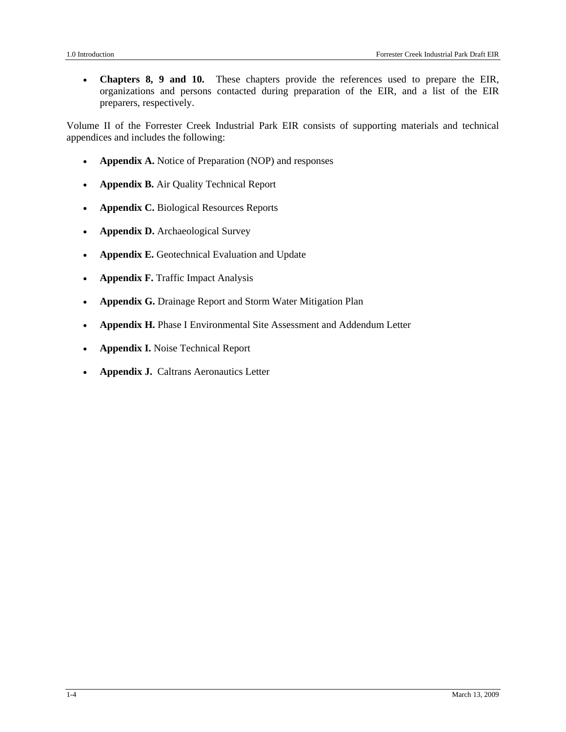- **Chapters 8, 9 and 10.** These chapters provide the references used to prepare the EIR, organizations and persons contacted during preparation of the EIR, and a list of the EIR preparers, respectively.

Volume II of the Forrester Creek Industrial Park EIR consists of supporting materials and technical appendices and includes the following:

- **Appendix A.** Notice of Preparation (NOP) and responses
- **Appendix B.** Air Quality Technical Report
- **Appendix C.** Biological Resources Reports
- **Appendix D.** Archaeological Survey
- **Appendix E.** Geotechnical Evaluation and Update
- **Appendix F.** Traffic Impact Analysis
- **Appendix G.** Drainage Report and Storm Water Mitigation Plan
- **Appendix H.** Phase I Environmental Site Assessment and Addendum Letter
- **Appendix I.** Noise Technical Report
- **Appendix J.** Caltrans Aeronautics Letter